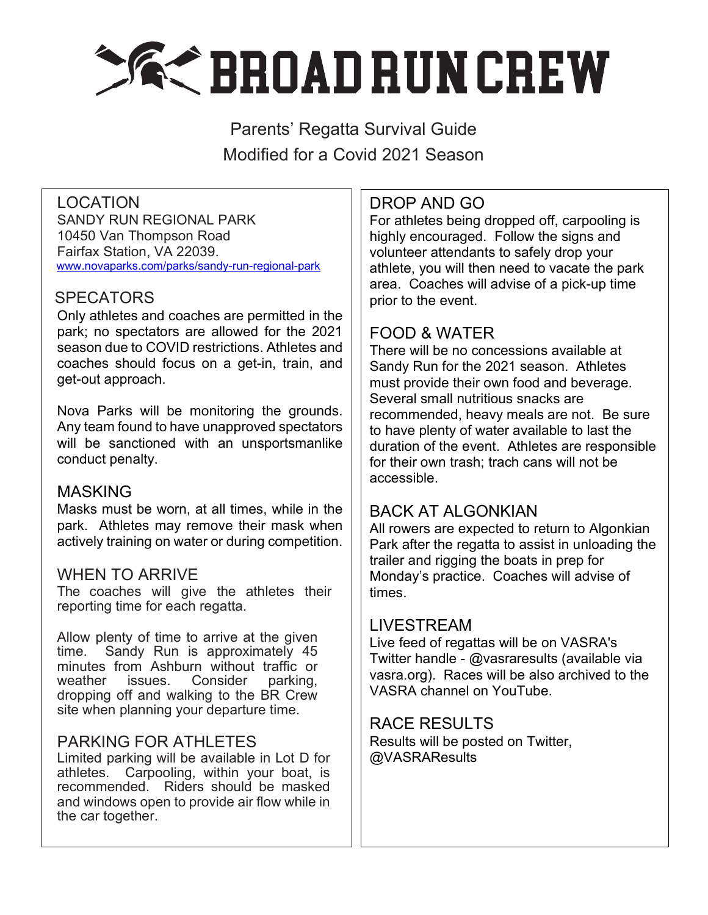# BROAD RUN CREW

Parents' Regatta Survival Guide

Modified for a Covid 2021 Season

## LOCATION

SANDY RUN REGIONAL PARK
10450 Van Thompson Road
Fairfax Station, VA 22039.
www.novaparks.com/parks/sandy-run-regional-park

## SPECATORS

Only athletes and coaches are permitted in the park; no spectators are allowed for the 2021 season due to COVID restrictions. Athletes and coaches should focus on a get-in, train, and get-out approach.

Nova Parks will be monitoring the grounds. Any team found to have unapproved spectators will be sanctioned with an unsportsmanlike conduct penalty.

## MASKING

Masks must be worn, at all times, while in the park. Athletes may remove their mask when actively training on water or during competition.

## WHEN TO ARRIVE

The coaches will give the athletes their reporting time for each regatta.

Allow plenty of time to arrive at the given time. Sandy Run is approximately 45 minutes from Ashburn without traffic or weather issues. Consider parking, dropping off and walking to the BR Crew site when planning your departure time.

## PARKING FOR ATHLETES

Limited parking will be available in Lot D for athletes. Carpooling, within your boat, is recommended. Riders should be masked and windows open to provide air flow while in the car together.

## DROP AND GO

For athletes being dropped off, carpooling is highly encouraged. Follow the signs and volunteer attendants to safely drop your athlete, you will then need to vacate the park area. Coaches will advise of a pick-up time prior to the event.

## FOOD & WATER

There will be no concessions available at Sandy Run for the 2021 season. Athletes must provide their own food and beverage. Several small nutritious snacks are recommended, heavy meals are not. Be sure to have plenty of water available to last the duration of the event. Athletes are responsible for their own trash; trach cans will not be accessible.

## BACK AT ALGONKIAN

All rowers are expected to return to Algonkian Park after the regatta to assist in unloading the trailer and rigging the boats in prep for Monday's practice. Coaches will advise of times.

## LIVESTREAM

Live feed of regattas will be on VASRA's Twitter handle - @vasraresults (available via vasra.org). Races will be also archived to the VASRA channel on YouTube.

## RACE RESULTS

Results will be posted on Twitter, @VASRAResults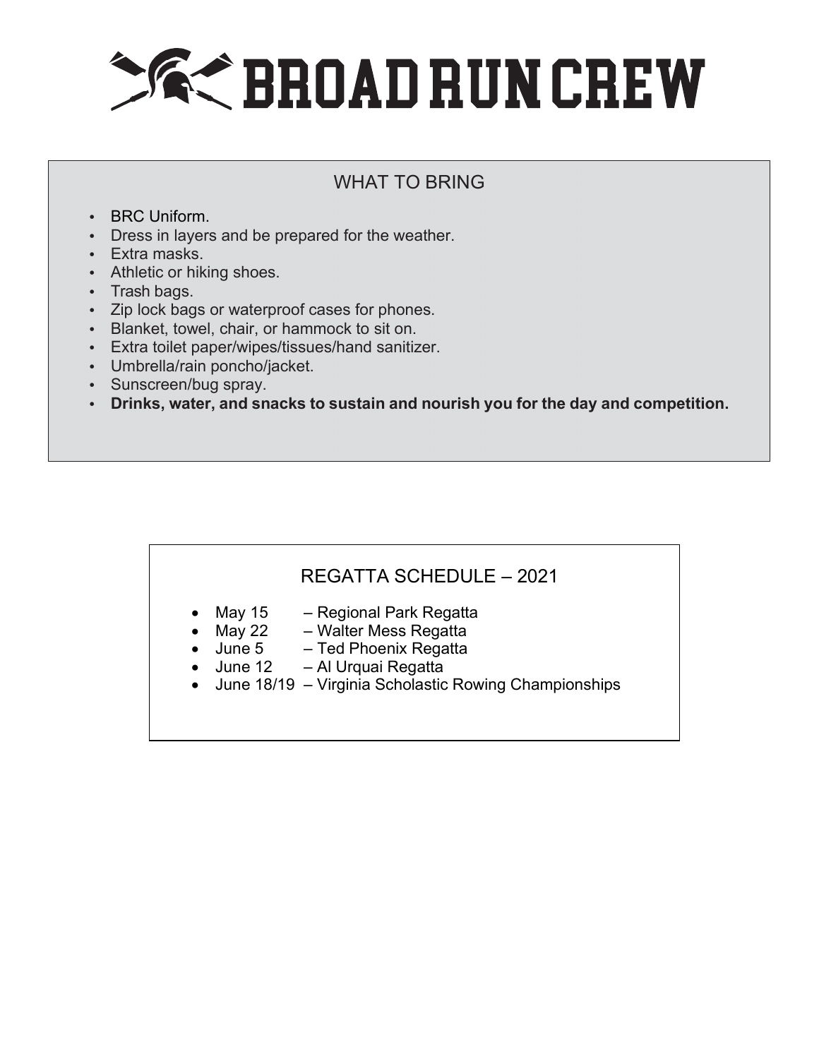# BROAD RUN CREW

## WHAT TO BRING

- BRC Uniform.
- Dress in layers and be prepared for the weather.
- Extra masks.
- Athletic or hiking shoes.
- Trash bags.
- Zip lock bags or waterproof cases for phones.
- Blanket, towel, chair, or hammock to sit on.
- Extra toilet paper/wipes/tissues/hand sanitizer.
- Umbrella/rain poncho/jacket.
- Sunscreen/bug spray.
- **Drinks, water, and snacks to sustain and nourish you for the day and competition.**

## REGATTA SCHEDULE – 2021

- May 15 – Regional Park Regatta
- May 22 – Walter Mess Regatta
- June 5 – Ted Phoenix Regatta
- June 12 – Al Urquai Regatta
- June 18/19 – Virginia Scholastic Rowing Championships